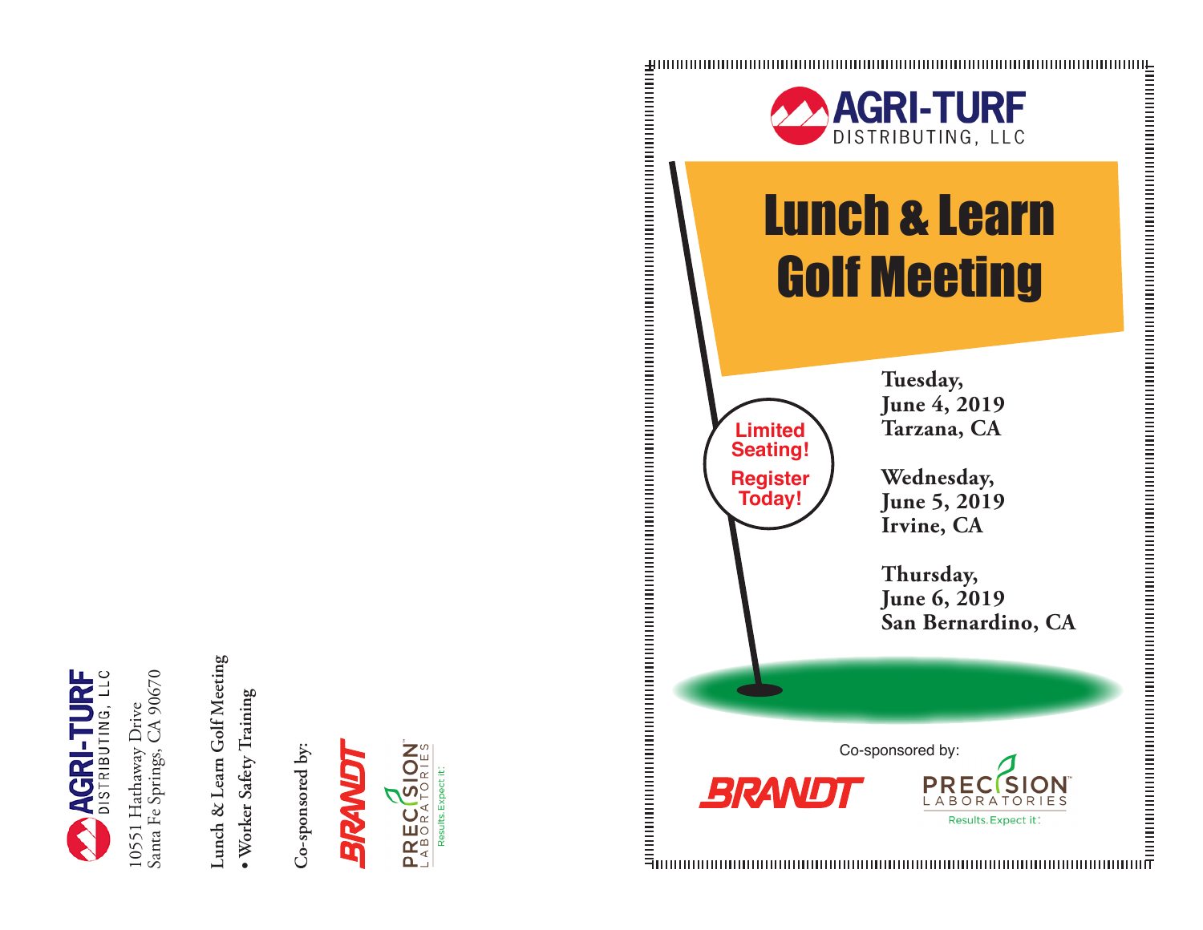AGRI-TURF
DISTRIBUTING, LLC

10551 Hathaway Drive
Santa Fe Springs, CA 90670

**Lunch & Learn Golf Meeting**

- **Worker Safety Training**

**Co-sponsored by:**

BRANDT

PRECISION™
LABORATORIES
Results. Expect it.

---

AGRI-TURF
DISTRIBUTING, LLC

# Lunch & Learn Golf Meeting

**Limited Seating!**

**Register Today!**

**Tuesday,**
**June 4, 2019**
**Tarzana, CA**

**Wednesday,**
**June 5, 2019**
**Irvine, CA**

**Thursday,**
**June 6, 2019**
**San Bernardino, CA**

Co-sponsored by:

BRANDT

PRECISION™
LABORATORIES
Results. Expect it.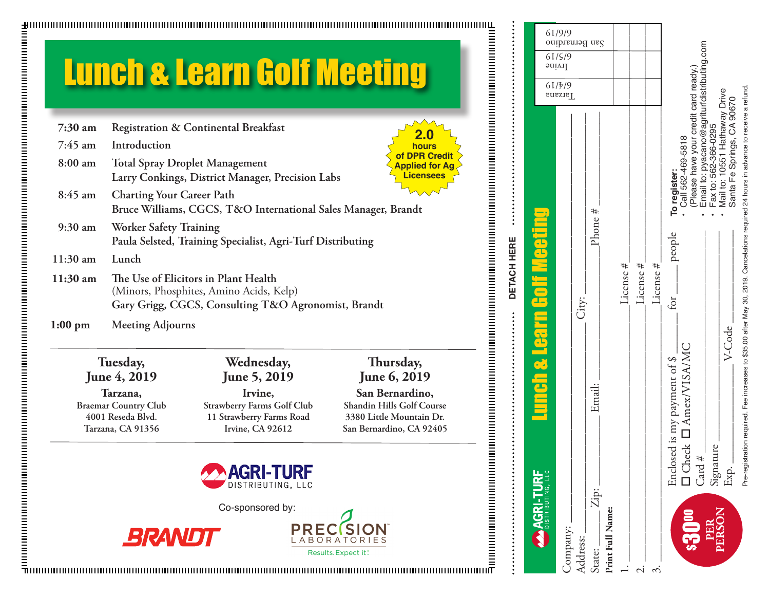# Lunch & Learn Golf Meeting

**2.0 hours of DPR Credit Applied for Ag Licensees**

| | |
|---|---|
| **7:30 am** | Registration & Continental Breakfast |
| 7:45 am | Introduction |
| 8:00 am | Total Spray Droplet Management<br>Larry Conkings, District Manager, Precision Labs |
| 8:45 am | Charting Your Career Path<br>Bruce Williams, CGCS, T&O International Sales Manager, Brandt |
| 9:30 am | Worker Safety Training<br>Paula Selsted, Training Specialist, Agri-Turf Distributing |
| 11:30 am | Lunch |
| **11:30 am** | The Use of Elicitors in Plant Health<br>(Minors, Phosphites, Amino Acids, Kelp)<br>Gary Grigg, CGCS, Consulting T&O Agronomist, Brandt |
| **1:00 pm** | Meeting Adjourns |

**Tuesday, June 4, 2019**
**Tarzana,**
Braemar Country Club
4001 Reseda Blvd.
Tarzana, CA 91356

**Wednesday, June 5, 2019**
**Irvine,**
Strawberry Farms Golf Club
11 Strawberry Farms Road
Irvine, CA 92612

**Thursday, June 6, 2019**
**San Bernardino,**
Shandin Hills Golf Course
3380 Little Mountain Dr.
San Bernardino, CA 92405

AGRI-TURF DISTRIBUTING, LLC

Co-sponsored by:

BRANDT

PRECISION LABORATORIES
Results. Expect it.

DETACH HERE

---

AGRI-TURF DISTRIBUTING, LLC

## Lunch & Learn Golf Meeting

| Tarzana 6/4/19 | Irvine 6/5/19 | San Bernardino 6/6/19 |
|---|---|---|
| | | |
| | | |
| | | |

Company: ______________________________

Address: ______________________________ City: ______________________________

State: ________ Zip: ________ Email: ______________________________ Phone # ______________________________

**Print Full Name:**

1. ______________________________ License # ______________________________
2. ______________________________ License # ______________________________
3. ______________________________ License # ______________________________

Enclosed is my payment of $ ________ for ________ people
☐ Check ☐ Amex/VISA/MC
Card # ______________________________
Signature ______________________________
Exp. ______________ V-Code ______________

**$30.00 PER PERSON**

**To register:**
- Call 562-469-5818 (Please have your credit card ready.)
- Email to: pyacano@agriturfdistributing.com
- Fax to: 562-366-0295
- Mail to: 10551 Hathaway Drive Santa Fe Springs, CA 90670

Pre-registration required. Fee increases to $35.00 after May 30, 2019. Cancelations required 24 hours in advance to receive a refund.